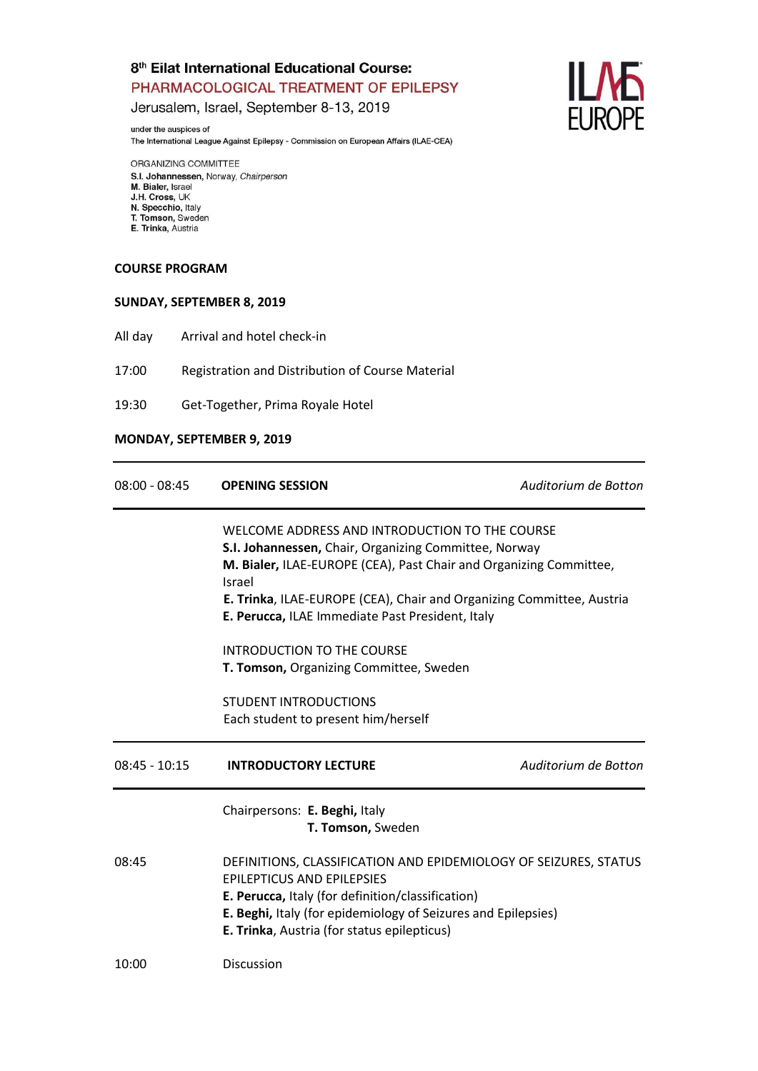# 8[th] Eilat International Educational Course:

## PHARMACOLOGICAL TREATMENT OF EPILEPSY

Jerusalem, Israel, September 8-13, 2019

under the auspices of
The International League Against Epilepsy - Commission on European Affairs (ILAE-CEA)

ILAE EUROPE

ORGANIZING COMMITTEE
**S.I. Johannessen**, Norway, *Chairperson*
**M. Bialer**, Israel
**J.H. Cross**, UK
**N. Specchio**, Italy
**T. Tomson**, Sweden
**E. Trinka**, Austria

## COURSE PROGRAM

### SUNDAY, SEPTEMBER 8, 2019

All day — Arrival and hotel check-in

17:00 — Registration and Distribution of Course Material

19:30 — Get-Together, Prima Royale Hotel

### MONDAY, SEPTEMBER 9, 2019

**08:00 - 08:45 — OPENING SESSION** — *Auditorium de Botton*

WELCOME ADDRESS AND INTRODUCTION TO THE COURSE
**S.I. Johannessen,** Chair, Organizing Committee, Norway
**M. Bialer,** ILAE-EUROPE (CEA), Past Chair and Organizing Committee, Israel
**E. Trinka**, ILAE-EUROPE (CEA), Chair and Organizing Committee, Austria
**E. Perucca,** ILAE Immediate Past President, Italy

INTRODUCTION TO THE COURSE
**T. Tomson,** Organizing Committee, Sweden

STUDENT INTRODUCTIONS
Each student to present him/herself

**08:45 - 10:15 — INTRODUCTORY LECTURE** — *Auditorium de Botton*

Chairpersons: **E. Beghi,** Italy
**T. Tomson,** Sweden

08:45 — DEFINITIONS, CLASSIFICATION AND EPIDEMIOLOGY OF SEIZURES, STATUS EPILEPTICUS AND EPILEPSIES
**E. Perucca,** Italy (for definition/classification)
**E. Beghi,** Italy (for epidemiology of Seizures and Epilepsies)
**E. Trinka**, Austria (for status epilepticus)

10:00 — Discussion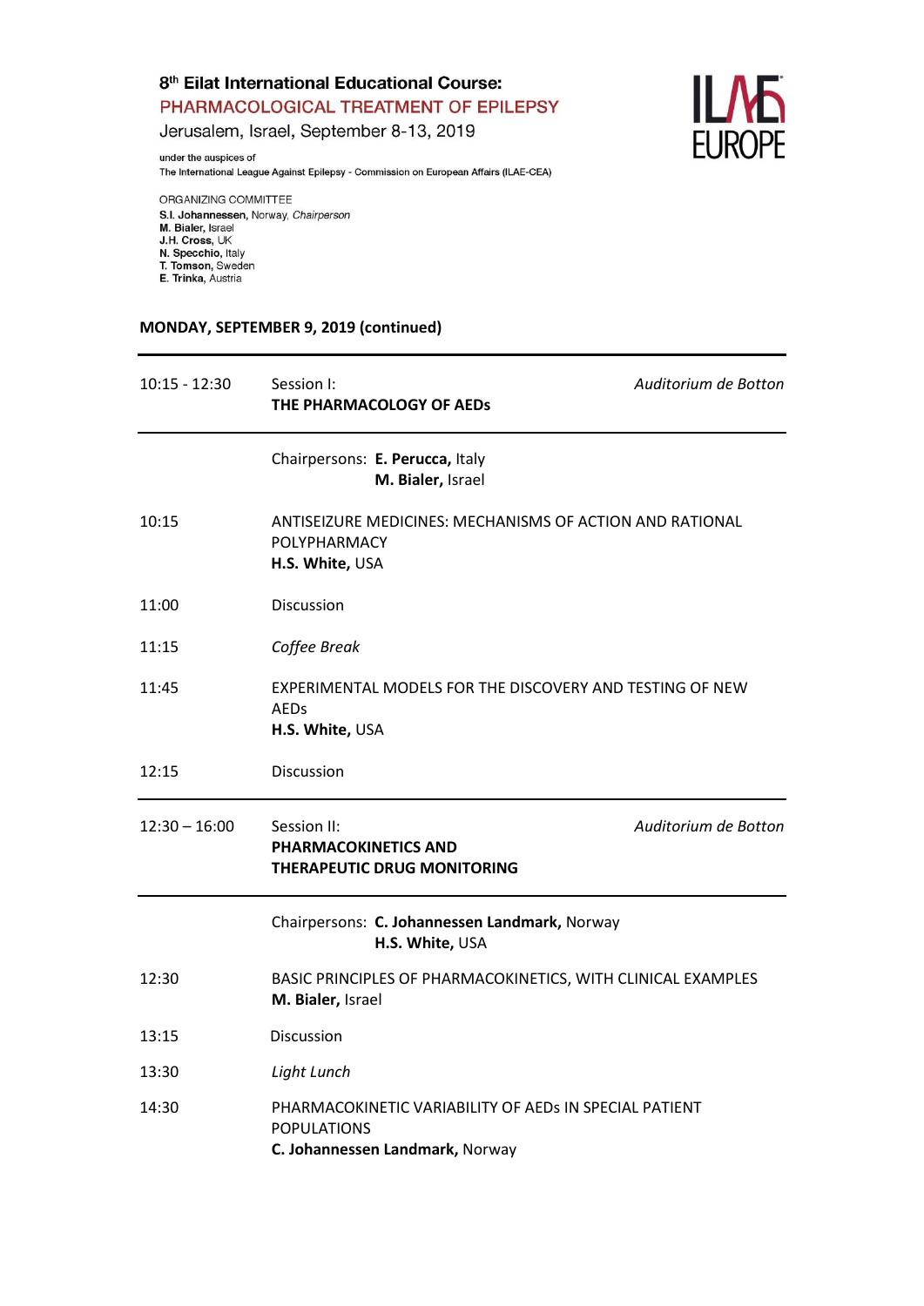8th Eilat International Educational Course:
**PHARMACOLOGICAL TREATMENT OF EPILEPSY**
Jerusalem, Israel, September 8-13, 2019

under the auspices of
The International League Against Epilepsy - Commission on European Affairs (ILAE-CEA)

ORGANIZING COMMITTEE
**S.I. Johannessen**, Norway, *Chairperson*
**M. Bialer**, Israel
**J.H. Cross**, UK
**N. Specchio**, Italy
**T. Tomson**, Sweden
**E. Trinka**, Austria

## MONDAY, SEPTEMBER 9, 2019 (continued)

**10:15 - 12:30** | Session I: **THE PHARMACOLOGY OF AEDs** | *Auditorium de Botton*

Chairpersons: **E. Perucca,** Italy
**M. Bialer,** Israel

| | |
|---|---|
| 10:15 | ANTISEIZURE MEDICINES: MECHANISMS OF ACTION AND RATIONAL POLYPHARMACY<br>**H.S. White,** USA |
| 11:00 | Discussion |
| 11:15 | *Coffee Break* |
| 11:45 | EXPERIMENTAL MODELS FOR THE DISCOVERY AND TESTING OF NEW AEDs<br>**H.S. White,** USA |
| 12:15 | Discussion |

**12:30 – 16:00** | Session II: **PHARMACOKINETICS AND THERAPEUTIC DRUG MONITORING** | *Auditorium de Botton*

Chairpersons: **C. Johannessen Landmark,** Norway
**H.S. White,** USA

| | |
|---|---|
| 12:30 | BASIC PRINCIPLES OF PHARMACOKINETICS, WITH CLINICAL EXAMPLES<br>**M. Bialer,** Israel |
| 13:15 | Discussion |
| 13:30 | *Light Lunch* |
| 14:30 | PHARMACOKINETIC VARIABILITY OF AEDs IN SPECIAL PATIENT POPULATIONS<br>**C. Johannessen Landmark,** Norway |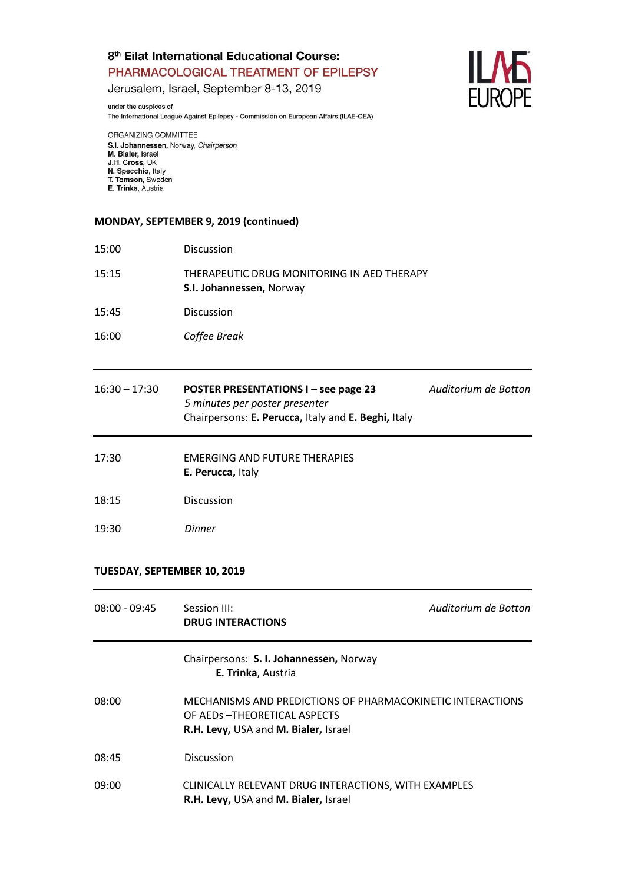8th Eilat International Educational Course:
PHARMACOLOGICAL TREATMENT OF EPILEPSY
Jerusalem, Israel, September 8-13, 2019

under the auspices of
The International League Against Epilepsy - Commission on European Affairs (ILAE-CEA)

ILAE EUROPE

ORGANIZING COMMITTEE
**S.I. Johannessen**, Norway, *Chairperson*
**M. Bialer**, Israel
**J.H. Cross**, UK
**N. Specchio**, Italy
**T. Tomson**, Sweden
**E. Trinka**, Austria

## MONDAY, SEPTEMBER 9, 2019 (continued)

15:00 Discussion

15:15 THERAPEUTIC DRUG MONITORING IN AED THERAPY
**S.I. Johannessen,** Norway

15:45 Discussion

16:00 *Coffee Break*

---

16:30 – 17:30 **POSTER PRESENTATIONS I – see page 23** *Auditorium de Botton*
*5 minutes per poster presenter*
Chairpersons: **E. Perucca,** Italy and **E. Beghi,** Italy

---

17:30 EMERGING AND FUTURE THERAPIES
**E. Perucca,** Italy

18:15 Discussion

19:30 *Dinner*

## TUESDAY, SEPTEMBER 10, 2019

---

08:00 - 09:45 Session III: *Auditorium de Botton*
**DRUG INTERACTIONS**

---

Chairpersons: **S. I. Johannessen,** Norway
**E. Trinka**, Austria

08:00 MECHANISMS AND PREDICTIONS OF PHARMACOKINETIC INTERACTIONS OF AEDs –THEORETICAL ASPECTS
**R.H. Levy,** USA and **M. Bialer,** Israel

08:45 Discussion

09:00 CLINICALLY RELEVANT DRUG INTERACTIONS, WITH EXAMPLES
**R.H. Levy,** USA and **M. Bialer,** Israel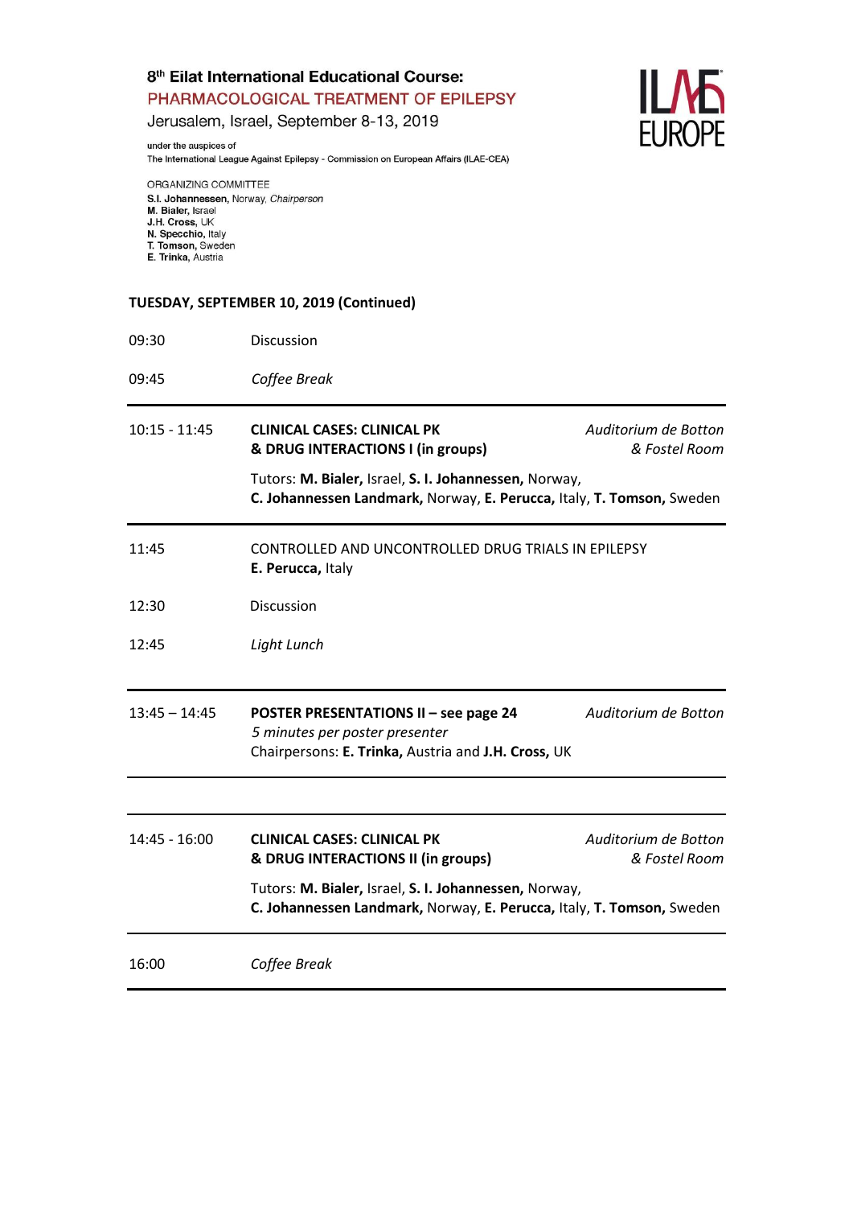8th Eilat International Educational Course:
PHARMACOLOGICAL TREATMENT OF EPILEPSY
Jerusalem, Israel, September 8-13, 2019

under the auspices of
The International League Against Epilepsy - Commission on European Affairs (ILAE-CEA)

ILAE EUROPE

ORGANIZING COMMITTEE
**S.I. Johannessen**, Norway, *Chairperson*
**M. Bialer**, Israel
**J.H. Cross**, UK
**N. Specchio**, Italy
**T. Tomson**, Sweden
**E. Trinka**, Austria

## TUESDAY, SEPTEMBER 10, 2019 (Continued)

| | | |
|---|---|---|
| 09:30 | Discussion | |
| 09:45 | *Coffee Break* | |
| 10:15 - 11:45 | **CLINICAL CASES: CLINICAL PK & DRUG INTERACTIONS I (in groups)**<br>Tutors: **M. Bialer,** Israel, **S. I. Johannessen,** Norway, **C. Johannessen Landmark,** Norway, **E. Perucca,** Italy, **T. Tomson,** Sweden | *Auditorium de Botton & Fostel Room* |
| 11:45 | CONTROLLED AND UNCONTROLLED DRUG TRIALS IN EPILEPSY<br>**E. Perucca,** Italy | |
| 12:30 | Discussion | |
| 12:45 | *Light Lunch* | |
| 13:45 – 14:45 | **POSTER PRESENTATIONS II – see page 24**<br>*5 minutes per poster presenter*<br>Chairpersons: **E. Trinka,** Austria and **J.H. Cross,** UK | *Auditorium de Botton* |
| 14:45 - 16:00 | **CLINICAL CASES: CLINICAL PK & DRUG INTERACTIONS II (in groups)**<br>Tutors: **M. Bialer,** Israel, **S. I. Johannessen,** Norway, **C. Johannessen Landmark,** Norway, **E. Perucca,** Italy, **T. Tomson,** Sweden | *Auditorium de Botton & Fostel Room* |
| 16:00 | *Coffee Break* | |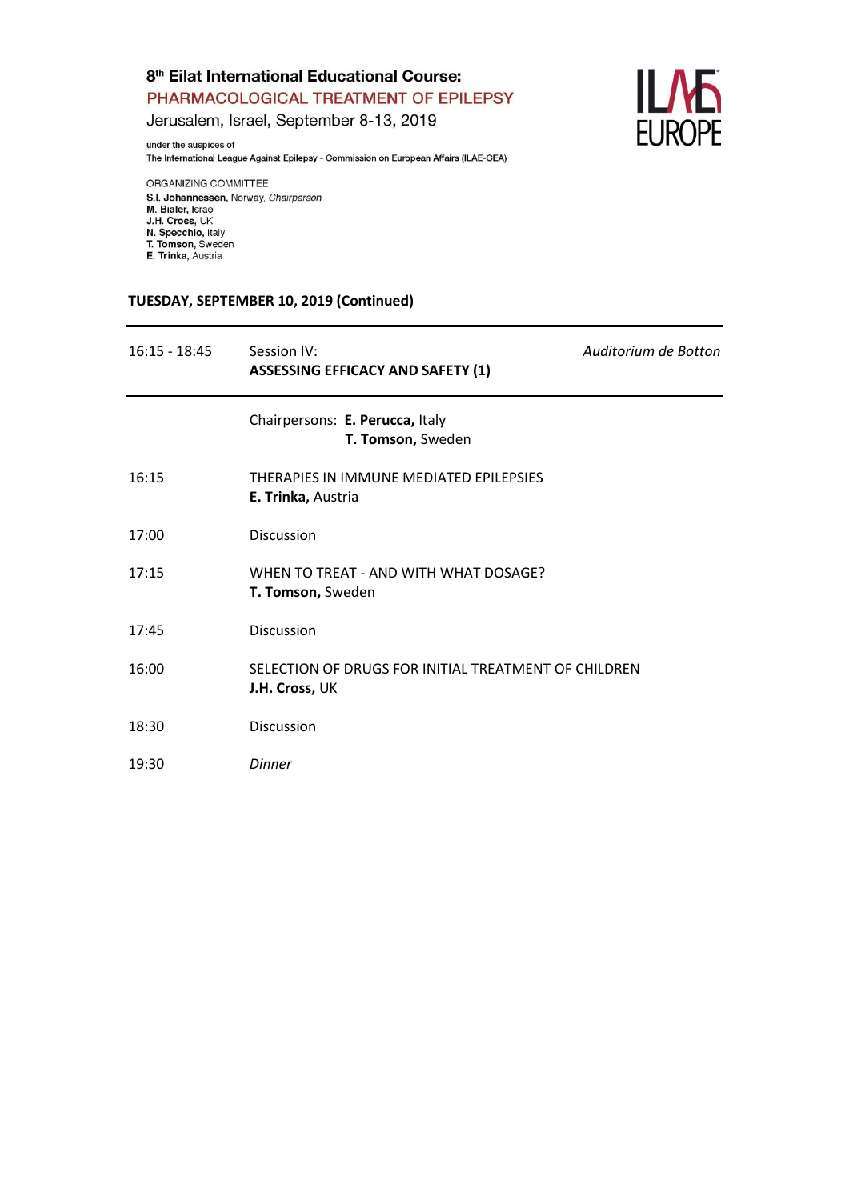8[th] Eilat International Educational Course:

**PHARMACOLOGICAL TREATMENT OF EPILEPSY**

Jerusalem, Israel, September 8-13, 2019

under the auspices of
The International League Against Epilepsy - Commission on European Affairs (ILAE-CEA)

ILAE EUROPE

ORGANIZING COMMITTEE
**S.I. Johannessen**, Norway, *Chairperson*
**M. Bialer**, Israel
**J.H. Cross**, UK
**N. Specchio**, Italy
**T. Tomson**, Sweden
**E. Trinka**, Austria

## TUESDAY, SEPTEMBER 10, 2019 (Continued)

| | | |
|---|---|---|
| 16:15 - 18:45 | Session IV: **ASSESSING EFFICACY AND SAFETY (1)** | *Auditorium de Botton* |
| | Chairpersons: **E. Perucca,** Italy; **T. Tomson,** Sweden | |
| 16:15 | THERAPIES IN IMMUNE MEDIATED EPILEPSIES **E. Trinka,** Austria | |
| 17:00 | Discussion | |
| 17:15 | WHEN TO TREAT - AND WITH WHAT DOSAGE? **T. Tomson,** Sweden | |
| 17:45 | Discussion | |
| 16:00 | SELECTION OF DRUGS FOR INITIAL TREATMENT OF CHILDREN **J.H. Cross,** UK | |
| 18:30 | Discussion | |
| 19:30 | *Dinner* | |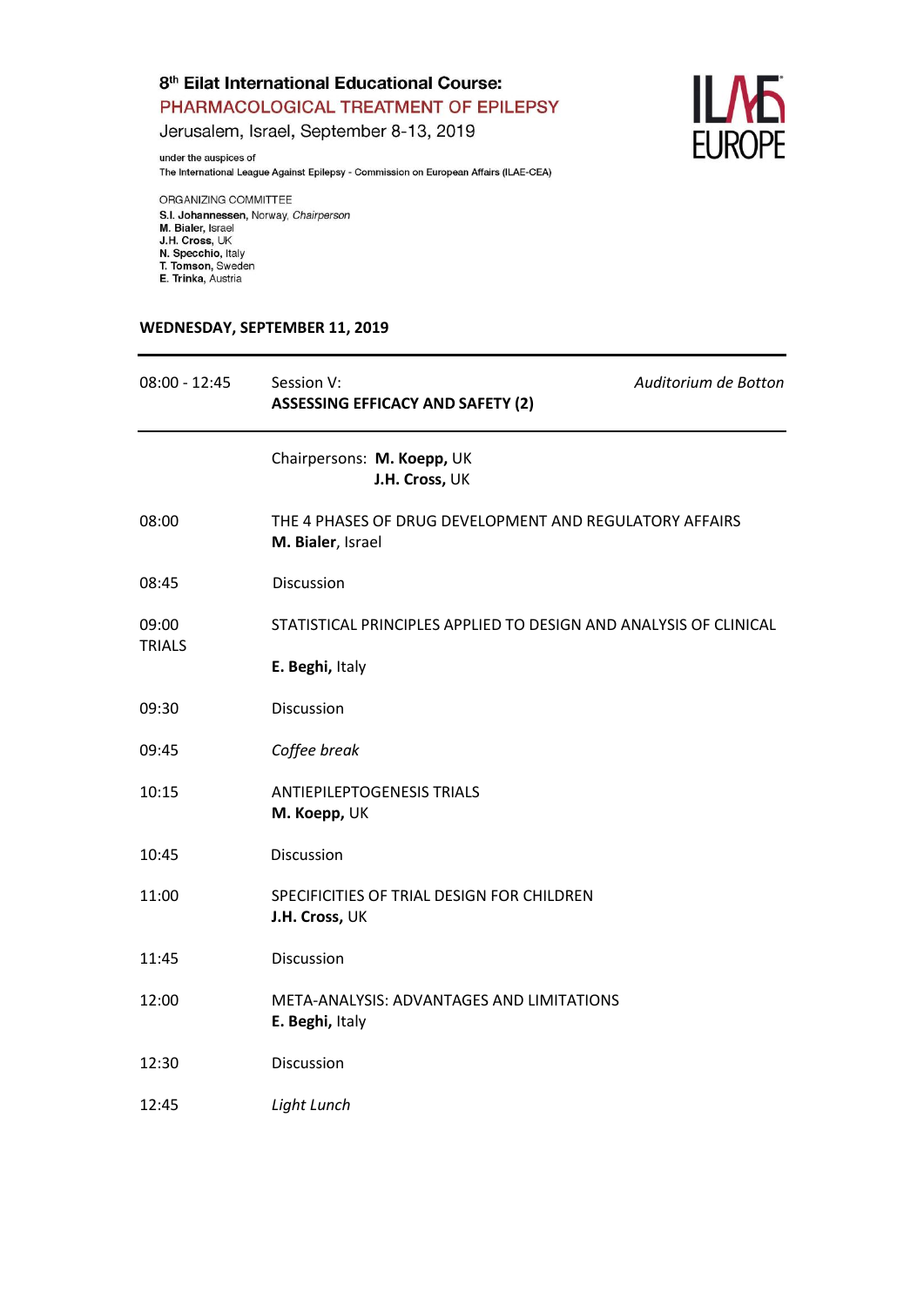8th Eilat International Educational Course:
PHARMACOLOGICAL TREATMENT OF EPILEPSY
Jerusalem, Israel, September 8-13, 2019

under the auspices of
The International League Against Epilepsy - Commission on European Affairs (ILAE-CEA)

ORGANIZING COMMITTEE
**S.I. Johannessen**, Norway, *Chairperson*
**M. Bialer**, Israel
**J.H. Cross**, UK
**N. Specchio**, Italy
**T. Tomson**, Sweden
**E. Trinka**, Austria

## WEDNESDAY, SEPTEMBER 11, 2019

| | | |
|---|---|---|
| 08:00 - 12:45 | Session V: **ASSESSING EFFICACY AND SAFETY (2)** | *Auditorium de Botton* |

Chairpersons: **M. Koepp**, UK
**J.H. Cross**, UK

| | |
|---|---|
| 08:00 | THE 4 PHASES OF DRUG DEVELOPMENT AND REGULATORY AFFAIRS<br>**M. Bialer**, Israel |
| 08:45 | Discussion |
| 09:00 | STATISTICAL PRINCIPLES APPLIED TO DESIGN AND ANALYSIS OF CLINICAL TRIALS<br>**E. Beghi,** Italy |
| 09:30 | Discussion |
| 09:45 | *Coffee break* |
| 10:15 | ANTIEPILEPTOGENESIS TRIALS<br>**M. Koepp,** UK |
| 10:45 | Discussion |
| 11:00 | SPECIFICITIES OF TRIAL DESIGN FOR CHILDREN<br>**J.H. Cross,** UK |
| 11:45 | Discussion |
| 12:00 | META-ANALYSIS: ADVANTAGES AND LIMITATIONS<br>**E. Beghi,** Italy |
| 12:30 | Discussion |
| 12:45 | *Light Lunch* |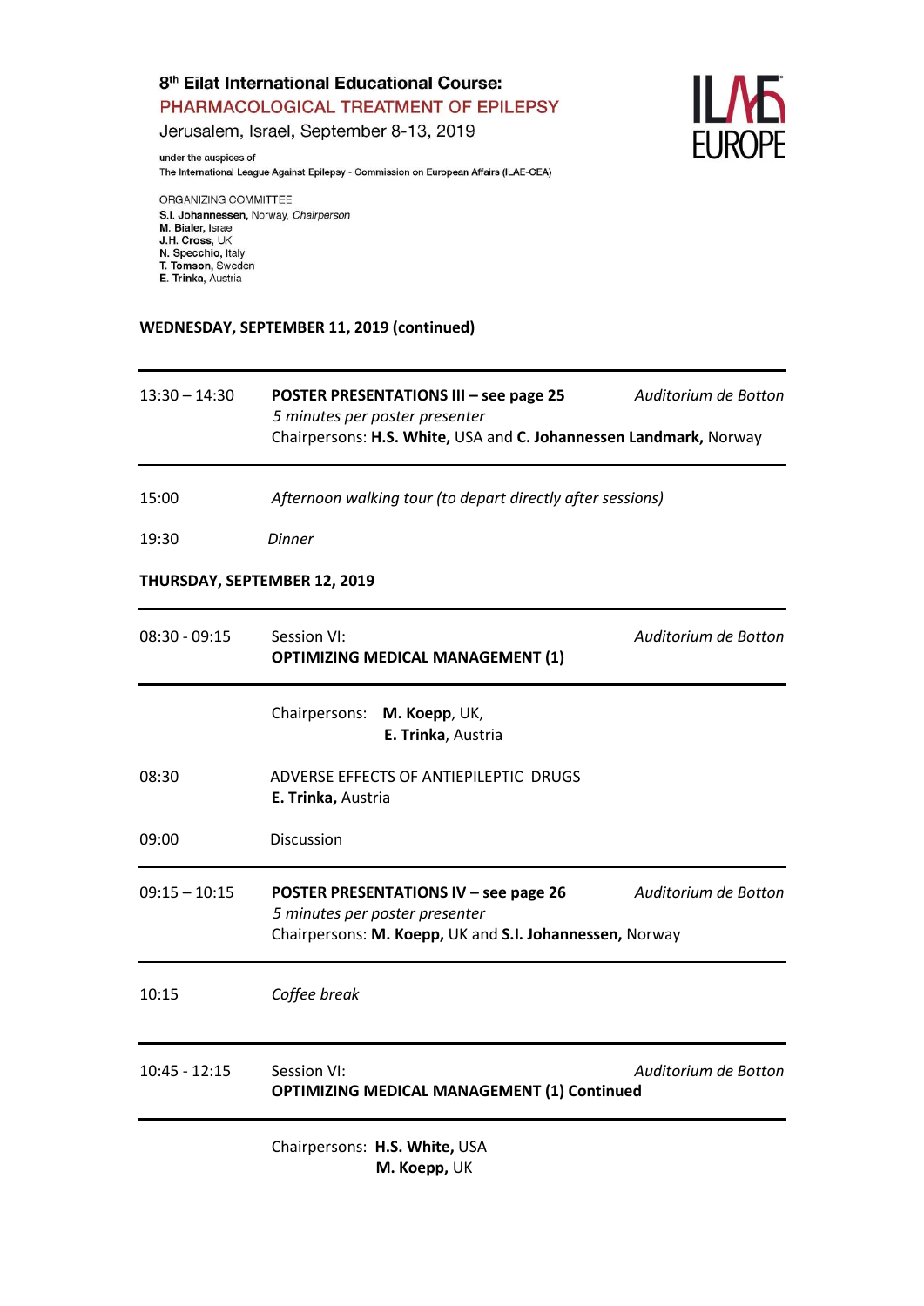8[th] Eilat International Educational Course:
PHARMACOLOGICAL TREATMENT OF EPILEPSY
Jerusalem, Israel, September 8-13, 2019

under the auspices of
The International League Against Epilepsy - Commission on European Affairs (ILAE-CEA)

ORGANIZING COMMITTEE
**S.I. Johannessen**, Norway, *Chairperson*
**M. Bialer**, Israel
**J.H. Cross**, UK
**N. Specchio**, Italy
**T. Tomson**, Sweden
**E. Trinka**, Austria

**WEDNESDAY, SEPTEMBER 11, 2019 (continued)**

---

13:30 – 14:30 — **POSTER PRESENTATIONS III – see page 25** — *Auditorium de Botton*
*5 minutes per poster presenter*
Chairpersons: **H.S. White,** USA and **C. Johannessen Landmark,** Norway

---

15:00 — *Afternoon walking tour (to depart directly after sessions)*

19:30 — *Dinner*

**THURSDAY, SEPTEMBER 12, 2019**

---

08:30 - 09:15 — Session VI: — *Auditorium de Botton*
**OPTIMIZING MEDICAL MANAGEMENT (1)**

---

Chairpersons: **M. Koepp**, UK,
**E. Trinka**, Austria

08:30 — ADVERSE EFFECTS OF ANTIEPILEPTIC DRUGS
**E. Trinka,** Austria

09:00 — Discussion

---

09:15 – 10:15 — **POSTER PRESENTATIONS IV – see page 26** — *Auditorium de Botton*
*5 minutes per poster presenter*
Chairpersons: **M. Koepp,** UK and **S.I. Johannessen,** Norway

---

10:15 — *Coffee break*

---

10:45 - 12:15 — Session VI: — *Auditorium de Botton*
**OPTIMIZING MEDICAL MANAGEMENT (1) Continued**

---

Chairpersons: **H.S. White,** USA
**M. Koepp,** UK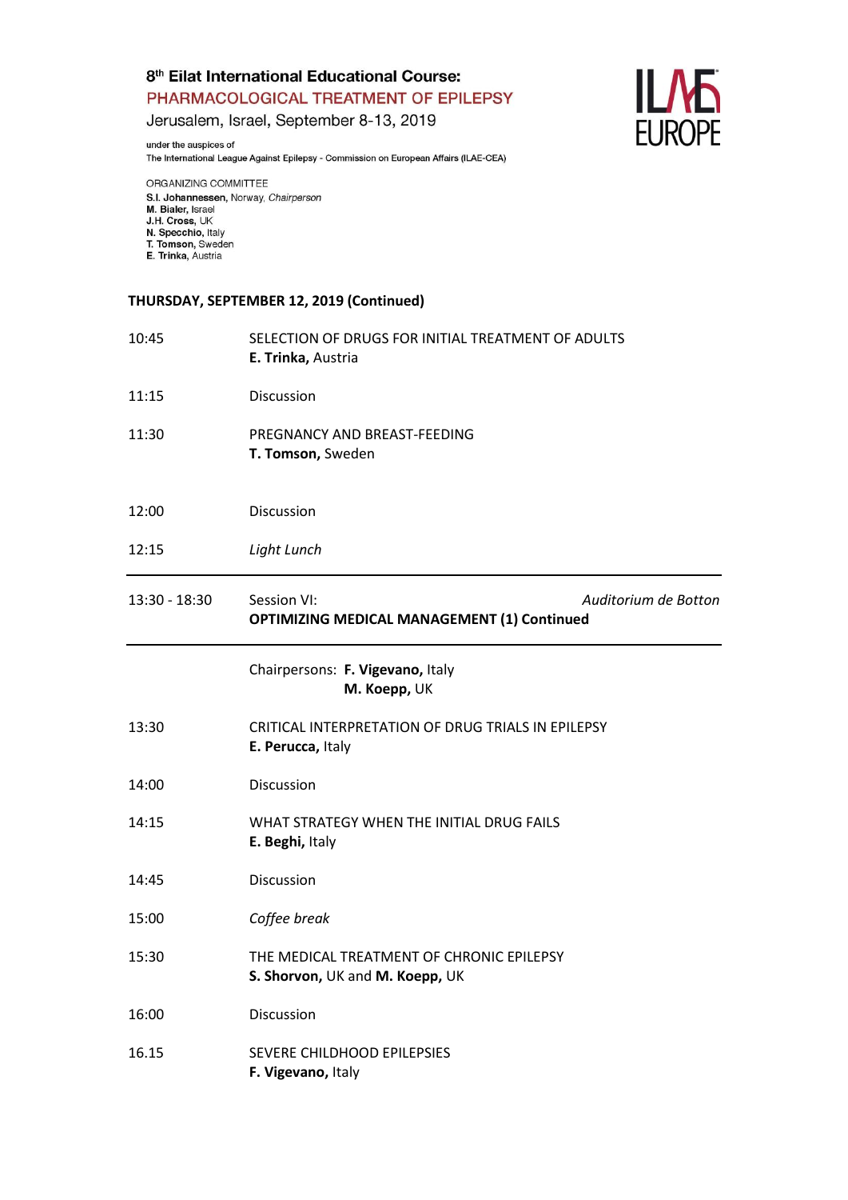8[th] Eilat International Educational Course:
PHARMACOLOGICAL TREATMENT OF EPILEPSY
Jerusalem, Israel, September 8-13, 2019

under the auspices of
The International League Against Epilepsy - Commission on European Affairs (ILAE-CEA)

ORGANIZING COMMITTEE
**S.I. Johannessen**, Norway, *Chairperson*
**M. Bialer**, Israel
**J.H. Cross**, UK
**N. Specchio**, Italy
**T. Tomson**, Sweden
**E. Trinka**, Austria

ILAE EUROPE

## THURSDAY, SEPTEMBER 12, 2019 (Continued)

| | |
|---|---|
| 10:45 | SELECTION OF DRUGS FOR INITIAL TREATMENT OF ADULTS<br>**E. Trinka,** Austria |
| 11:15 | Discussion |
| 11:30 | PREGNANCY AND BREAST-FEEDING<br>**T. Tomson,** Sweden |
| 12:00 | Discussion |
| 12:15 | *Light Lunch* |

---

| | |
|---|---|
| 13:30 - 18:30 | Session VI: *Auditorium de Botton*<br>**OPTIMIZING MEDICAL MANAGEMENT (1) Continued** |

---

Chairpersons: **F. Vigevano,** Italy
**M. Koepp,** UK

| | |
|---|---|
| 13:30 | CRITICAL INTERPRETATION OF DRUG TRIALS IN EPILEPSY<br>**E. Perucca,** Italy |
| 14:00 | Discussion |
| 14:15 | WHAT STRATEGY WHEN THE INITIAL DRUG FAILS<br>**E. Beghi,** Italy |
| 14:45 | Discussion |
| 15:00 | *Coffee break* |
| 15:30 | THE MEDICAL TREATMENT OF CHRONIC EPILEPSY<br>**S. Shorvon,** UK and **M. Koepp,** UK |
| 16:00 | Discussion |
| 16.15 | SEVERE CHILDHOOD EPILEPSIES<br>**F. Vigevano,** Italy |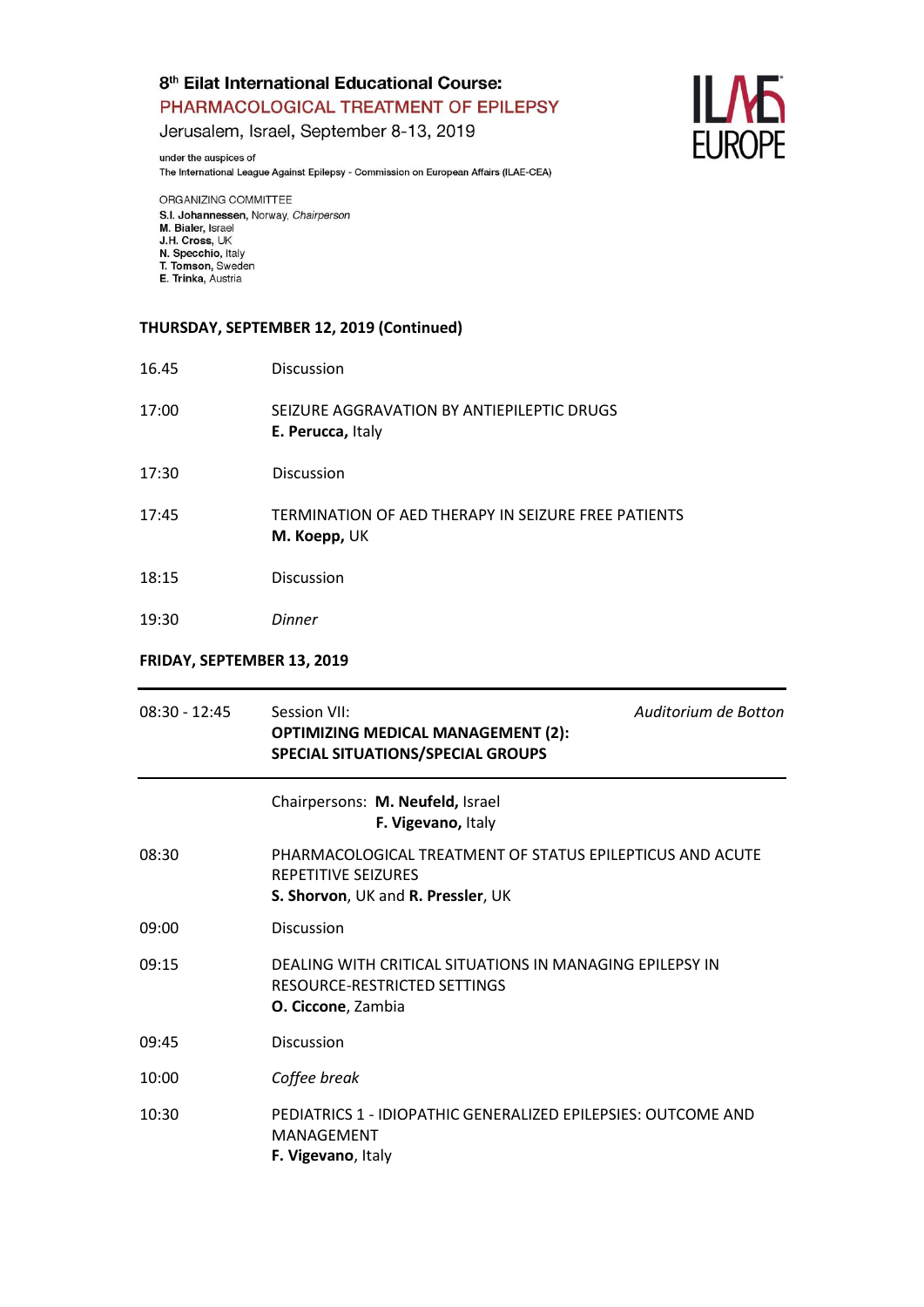8th Eilat International Educational Course:
PHARMACOLOGICAL TREATMENT OF EPILEPSY
Jerusalem, Israel, September 8-13, 2019

under the auspices of
The International League Against Epilepsy - Commission on European Affairs (ILAE-CEA)

ORGANIZING COMMITTEE
**S.I. Johannessen**, Norway, *Chairperson*
**M. Bialer**, Israel
**J.H. Cross**, UK
**N. Specchio**, Italy
**T. Tomson**, Sweden
**E. Trinka**, Austria

## THURSDAY, SEPTEMBER 12, 2019 (Continued)

| | |
|---|---|
| 16.45 | Discussion |
| 17:00 | SEIZURE AGGRAVATION BY ANTIEPILEPTIC DRUGS<br>**E. Perucca,** Italy |
| 17:30 | Discussion |
| 17:45 | TERMINATION OF AED THERAPY IN SEIZURE FREE PATIENTS<br>**M. Koepp,** UK |
| 18:15 | Discussion |
| 19:30 | *Dinner* |

## FRIDAY, SEPTEMBER 13, 2019

| | | |
|---|---|---|
| 08:30 - 12:45 | Session VII:<br>**OPTIMIZING MEDICAL MANAGEMENT (2): SPECIAL SITUATIONS/SPECIAL GROUPS** | *Auditorium de Botton* |

| | |
|---|---|
| | Chairpersons: **M. Neufeld,** Israel<br>**F. Vigevano,** Italy |
| 08:30 | PHARMACOLOGICAL TREATMENT OF STATUS EPILEPTICUS AND ACUTE REPETITIVE SEIZURES<br>**S. Shorvon**, UK and **R. Pressler**, UK |
| 09:00 | Discussion |
| 09:15 | DEALING WITH CRITICAL SITUATIONS IN MANAGING EPILEPSY IN RESOURCE-RESTRICTED SETTINGS<br>**O. Ciccone**, Zambia |
| 09:45 | Discussion |
| 10:00 | *Coffee break* |
| 10:30 | PEDIATRICS 1 - IDIOPATHIC GENERALIZED EPILEPSIES: OUTCOME AND MANAGEMENT<br>**F. Vigevano**, Italy |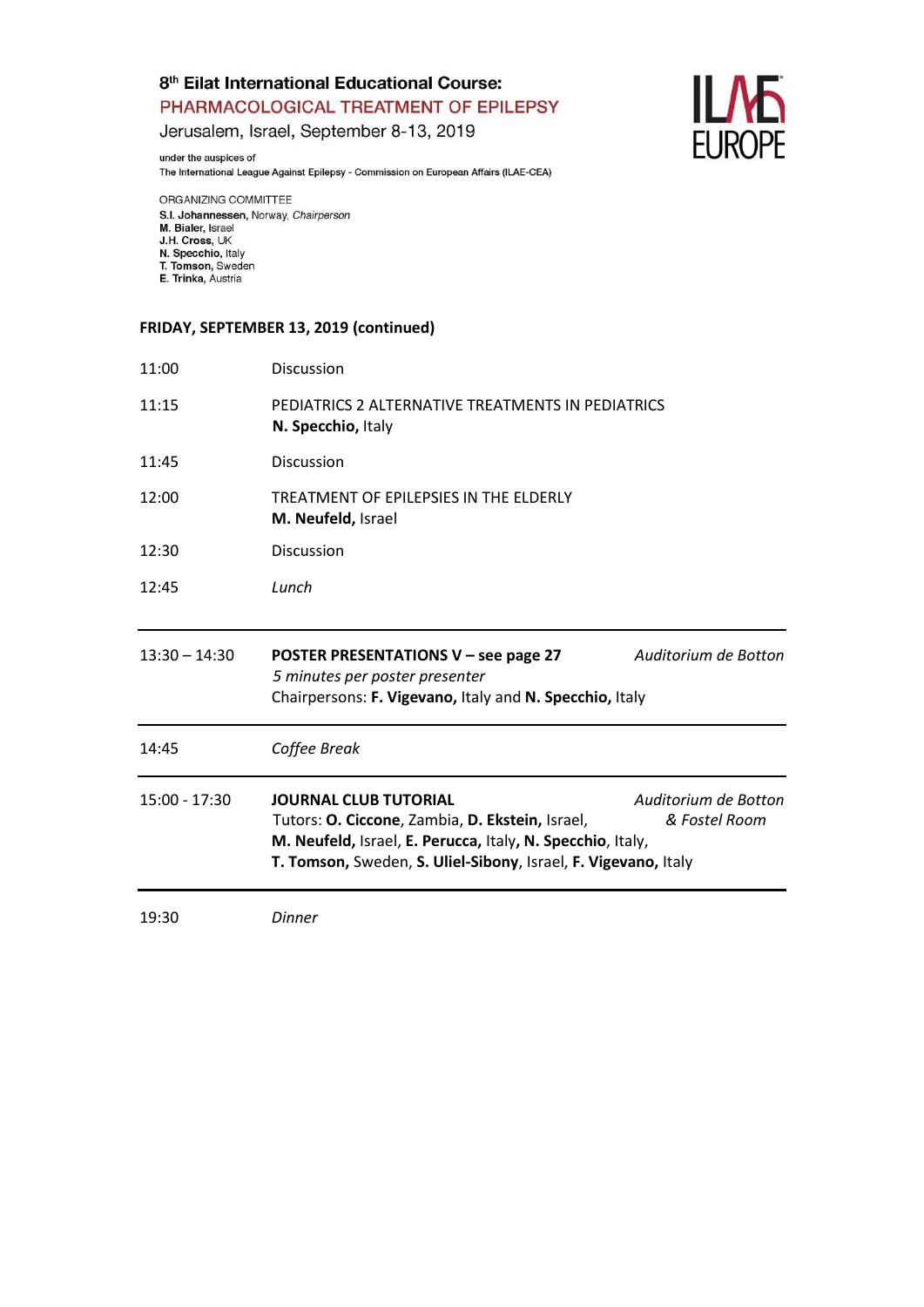8th Eilat International Educational Course:
**PHARMACOLOGICAL TREATMENT OF EPILEPSY**
Jerusalem, Israel, September 8-13, 2019

under the auspices of
The International League Against Epilepsy - Commission on European Affairs (ILAE-CEA)

ORGANIZING COMMITTEE
**S.I. Johannessen**, Norway, *Chairperson*
**M. Bialer**, Israel
**J.H. Cross**, UK
**N. Specchio**, Italy
**T. Tomson**, Sweden
**E. Trinka**, Austria

## FRIDAY, SEPTEMBER 13, 2019 (continued)

| | | |
|---|---|---|
| 11:00 | Discussion | |
| 11:15 | PEDIATRICS 2 ALTERNATIVE TREATMENTS IN PEDIATRICS<br>**N. Specchio,** Italy | |
| 11:45 | Discussion | |
| 12:00 | TREATMENT OF EPILEPSIES IN THE ELDERLY<br>**M. Neufeld,** Israel | |
| 12:30 | Discussion | |
| 12:45 | *Lunch* | |
| 13:30 – 14:30 | **POSTER PRESENTATIONS V – see page 27**<br>*5 minutes per poster presenter*<br>Chairpersons: **F. Vigevano,** Italy and **N. Specchio,** Italy | *Auditorium de Botton* |
| 14:45 | *Coffee Break* | |
| 15:00 - 17:30 | **JOURNAL CLUB TUTORIAL**<br>Tutors: **O. Ciccone**, Zambia, **D. Ekstein,** Israel, **M. Neufeld,** Israel, **E. Perucca,** Italy**, N. Specchio**, Italy, **T. Tomson,** Sweden, **S. Uliel-Sibony**, Israel, **F. Vigevano,** Italy | *Auditorium de Botton & Fostel Room* |
| 19:30 | *Dinner* | |